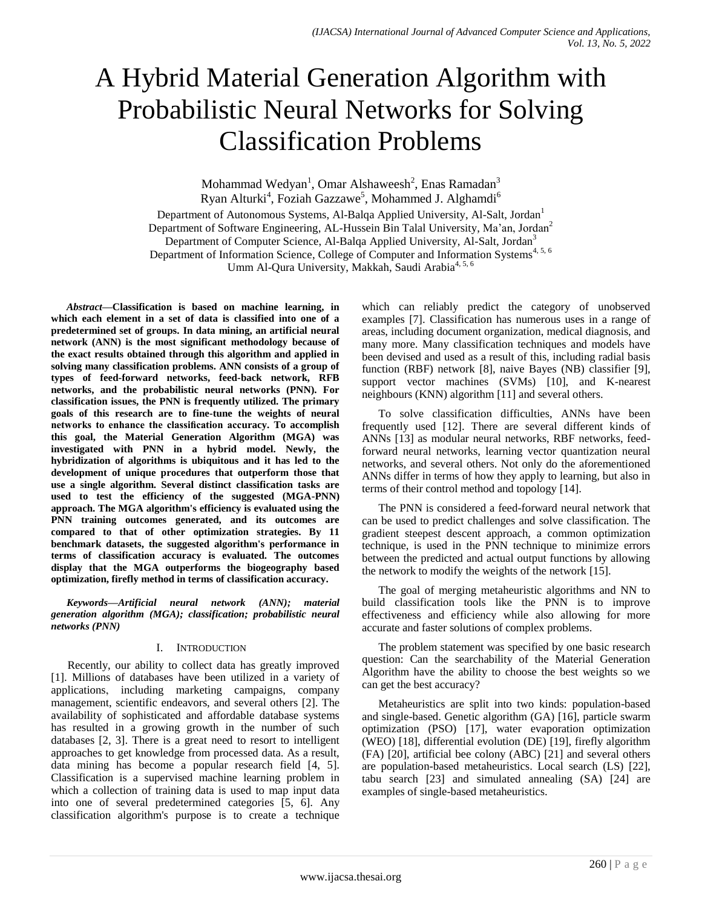# A Hybrid Material Generation Algorithm with Probabilistic Neural Networks for Solving Classification Problems

Mohammad Wedyan[1], Omar Alshaweesh[2], Enas Ramadan[3]
Ryan Alturki[4], Foziah Gazzawe[5], Mohammed J. Alghamdi[6]

Department of Autonomous Systems, Al-Balqa Applied University, Al-Salt, Jordan[1]
Department of Software Engineering, AL-Hussein Bin Talal University, Ma'an, Jordan[2]
Department of Computer Science, Al-Balqa Applied University, Al-Salt, Jordan[3]
Department of Information Science, College of Computer and Information Systems[4, 5, 6]
Umm Al-Qura University, Makkah, Saudi Arabia[4, 5, 6]

***Abstract*—Classification is based on machine learning, in which each element in a set of data is classified into one of a predetermined set of groups. In data mining, an artificial neural network (ANN) is the most significant methodology because of the exact results obtained through this algorithm and applied in solving many classification problems. ANN consists of a group of types of feed-forward networks, feed-back network, RFB networks, and the probabilistic neural networks (PNN). For classification issues, the PNN is frequently utilized. The primary goals of this research are to fine-tune the weights of neural networks to enhance the classification accuracy. To accomplish this goal, the Material Generation Algorithm (MGA) was investigated with PNN in a hybrid model. Newly, the hybridization of algorithms is ubiquitous and it has led to the development of unique procedures that outperform those that use a single algorithm. Several distinct classification tasks are used to test the efficiency of the suggested (MGA-PNN) approach. The MGA algorithm's efficiency is evaluated using the PNN training outcomes generated, and its outcomes are compared to that of other optimization strategies. By 11 benchmark datasets, the suggested algorithm's performance in terms of classification accuracy is evaluated. The outcomes display that the MGA outperforms the biogeography based optimization, firefly method in terms of classification accuracy.**

***Keywords*—*Artificial neural network (ANN); material generation algorithm (MGA); classification; probabilistic neural networks (PNN)***

## I. Introduction

Recently, our ability to collect data has greatly improved [1]. Millions of databases have been utilized in a variety of applications, including marketing campaigns, company management, scientific endeavors, and several others [2]. The availability of sophisticated and affordable database systems has resulted in a growing growth in the number of such databases [2, 3]. There is a great need to resort to intelligent approaches to get knowledge from processed data. As a result, data mining has become a popular research field [4, 5]. Classification is a supervised machine learning problem in which a collection of training data is used to map input data into one of several predetermined categories [5, 6]. Any classification algorithm's purpose is to create a technique which can reliably predict the category of unobserved examples [7]. Classification has numerous uses in a range of areas, including document organization, medical diagnosis, and many more. Many classification techniques and models have been devised and used as a result of this, including radial basis function (RBF) network [8], naive Bayes (NB) classifier [9], support vector machines (SVMs) [10], and K-nearest neighbours (KNN) algorithm [11] and several others.

To solve classification difficulties, ANNs have been frequently used [12]. There are several different kinds of ANNs [13] as modular neural networks, RBF networks, feed-forward neural networks, learning vector quantization neural networks, and several others. Not only do the aforementioned ANNs differ in terms of how they apply to learning, but also in terms of their control method and topology [14].

The PNN is considered a feed-forward neural network that can be used to predict challenges and solve classification. The gradient steepest descent approach, a common optimization technique, is used in the PNN technique to minimize errors between the predicted and actual output functions by allowing the network to modify the weights of the network [15].

The goal of merging metaheuristic algorithms and NN to build classification tools like the PNN is to improve effectiveness and efficiency while also allowing for more accurate and faster solutions of complex problems.

The problem statement was specified by one basic research question: Can the searchability of the Material Generation Algorithm have the ability to choose the best weights so we can get the best accuracy?

Metaheuristics are split into two kinds: population-based and single-based. Genetic algorithm (GA) [16], particle swarm optimization (PSO) [17], water evaporation optimization (WEO) [18], differential evolution (DE) [19], firefly algorithm (FA) [20], artificial bee colony (ABC) [21] and several others are population-based metaheuristics. Local search (LS) [22], tabu search [23] and simulated annealing (SA) [24] are examples of single-based metaheuristics.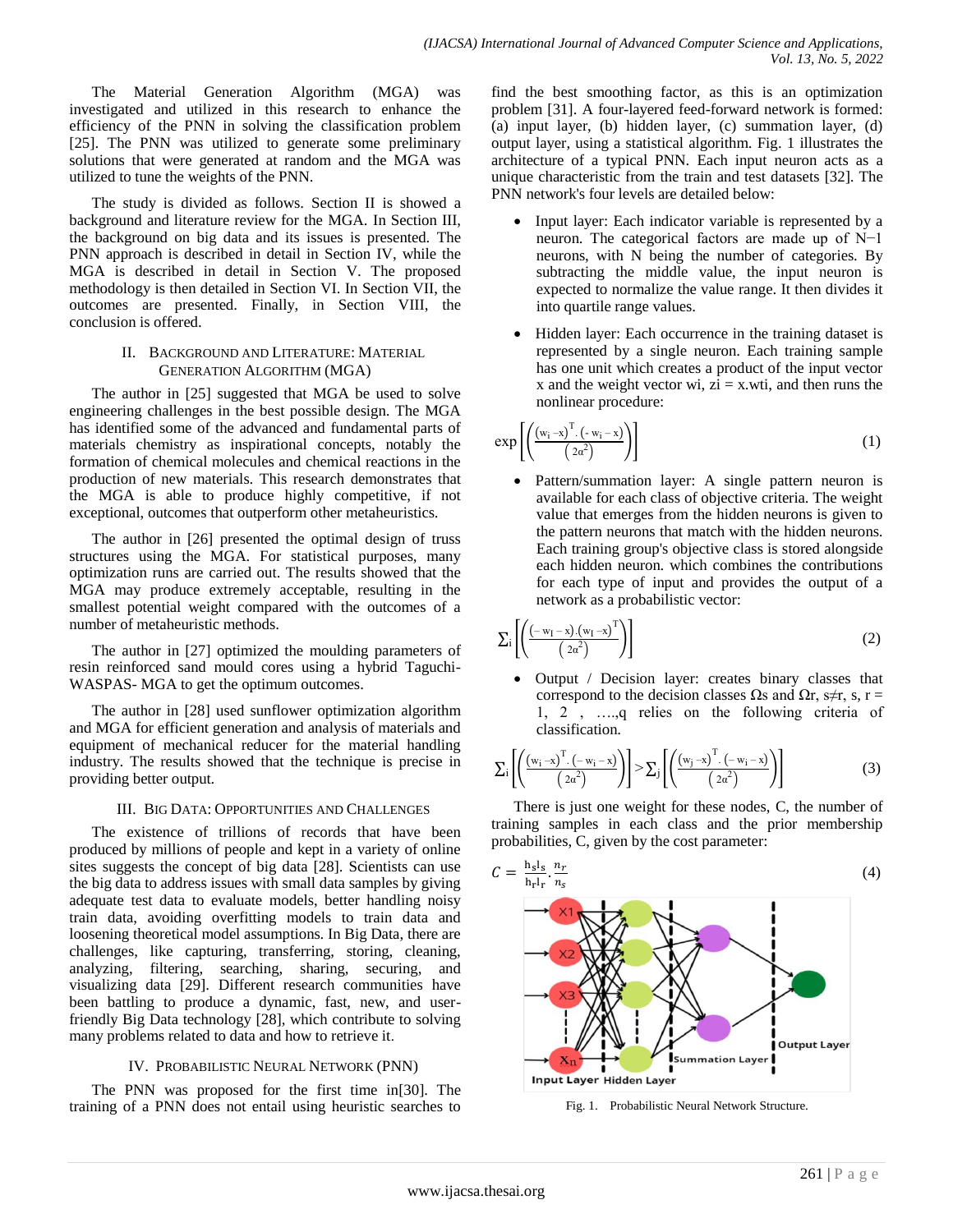The Material Generation Algorithm (MGA) was investigated and utilized in this research to enhance the efficiency of the PNN in solving the classification problem [25]. The PNN was utilized to generate some preliminary solutions that were generated at random and the MGA was utilized to tune the weights of the PNN.

The study is divided as follows. Section II is showed a background and literature review for the MGA. In Section III, the background on big data and its issues is presented. The PNN approach is described in detail in Section IV, while the MGA is described in detail in Section V. The proposed methodology is then detailed in Section VI. In Section VII, the outcomes are presented. Finally, in Section VIII, the conclusion is offered.

## II. Background and Literature: Material Generation Algorithm (MGA)

The author in [25] suggested that MGA be used to solve engineering challenges in the best possible design. The MGA has identified some of the advanced and fundamental parts of materials chemistry as inspirational concepts, notably the formation of chemical molecules and chemical reactions in the production of new materials. This research demonstrates that the MGA is able to produce highly competitive, if not exceptional, outcomes that outperform other metaheuristics.

The author in [26] presented the optimal design of truss structures using the MGA. For statistical purposes, many optimization runs are carried out. The results showed that the MGA may produce extremely acceptable, resulting in the smallest potential weight compared with the outcomes of a number of metaheuristic methods.

The author in [27] optimized the moulding parameters of resin reinforced sand mould cores using a hybrid Taguchi-WASPAS- MGA to get the optimum outcomes.

The author in [28] used sunflower optimization algorithm and MGA for efficient generation and analysis of materials and equipment of mechanical reducer for the material handling industry. The results showed that the technique is precise in providing better output.

## III. Big Data: Opportunities and Challenges

The existence of trillions of records that have been produced by millions of people and kept in a variety of online sites suggests the concept of big data [28]. Scientists can use the big data to address issues with small data samples by giving adequate test data to evaluate models, better handling noisy train data, avoiding overfitting models to train data and loosening theoretical model assumptions. In Big Data, there are challenges, like capturing, transferring, storing, cleaning, analyzing, filtering, searching, sharing, securing, and visualizing data [29]. Different research communities have been battling to produce a dynamic, fast, new, and user-friendly Big Data technology [28], which contribute to solving many problems related to data and how to retrieve it.

## IV. Probabilistic Neural Network (PNN)

The PNN was proposed for the first time in[30]. The training of a PNN does not entail using heuristic searches to find the best smoothing factor, as this is an optimization problem [31]. A four-layered feed-forward network is formed: (a) input layer, (b) hidden layer, (c) summation layer, (d) output layer, using a statistical algorithm. Fig. 1 illustrates the architecture of a typical PNN. Each input neuron acts as a unique characteristic from the train and test datasets [32]. The PNN network's four levels are detailed below:

- Input layer: Each indicator variable is represented by a neuron. The categorical factors are made up of N−1 neurons, with N being the number of categories. By subtracting the middle value, the input neuron is expected to normalize the value range. It then divides it into quartile range values.

- Hidden layer: Each occurrence in the training dataset is represented by a single neuron. Each training sample has one unit which creates a product of the input vector x and the weight vector wi, zi = x.wti, and then runs the nonlinear procedure:

$$\exp\left[\left(\frac{(w_i - x)^T.(-w_i - x)}{(2\alpha^2)}\right)\right] \tag{1}$$

- Pattern/summation layer: A single pattern neuron is available for each class of objective criteria. The weight value that emerges from the hidden neurons is given to the pattern neurons that match with the hidden neurons. Each training group's objective class is stored alongside each hidden neuron. which combines the contributions for each type of input and provides the output of a network as a probabilistic vector:

$$\sum_i\left[\left(\frac{(-w_I - x).(w_I - x)^T}{(2\alpha^2)}\right)\right] \tag{2}$$

- Output / Decision layer: creates binary classes that correspond to the decision classes Ωs and Ωr, s≠r, s, r = 1, 2 , ….,q relies on the following criteria of classification.

$$\sum_i\left[\left(\frac{(w_i - x)^T.(-w_i - x)}{(2\alpha^2)}\right)\right] > \sum_j\left[\left(\frac{(w_j - x)^T.(-w_i - x)}{(2\alpha^2)}\right)\right] \tag{3}$$

There is just one weight for these nodes, C, the number of training samples in each class and the prior membership probabilities, C, given by the cost parameter:

$$C = \frac{h_s l_s}{h_r l_r}.\frac{n_r}{n_s} \tag{4}$$

Fig. 1. Probabilistic Neural Network Structure.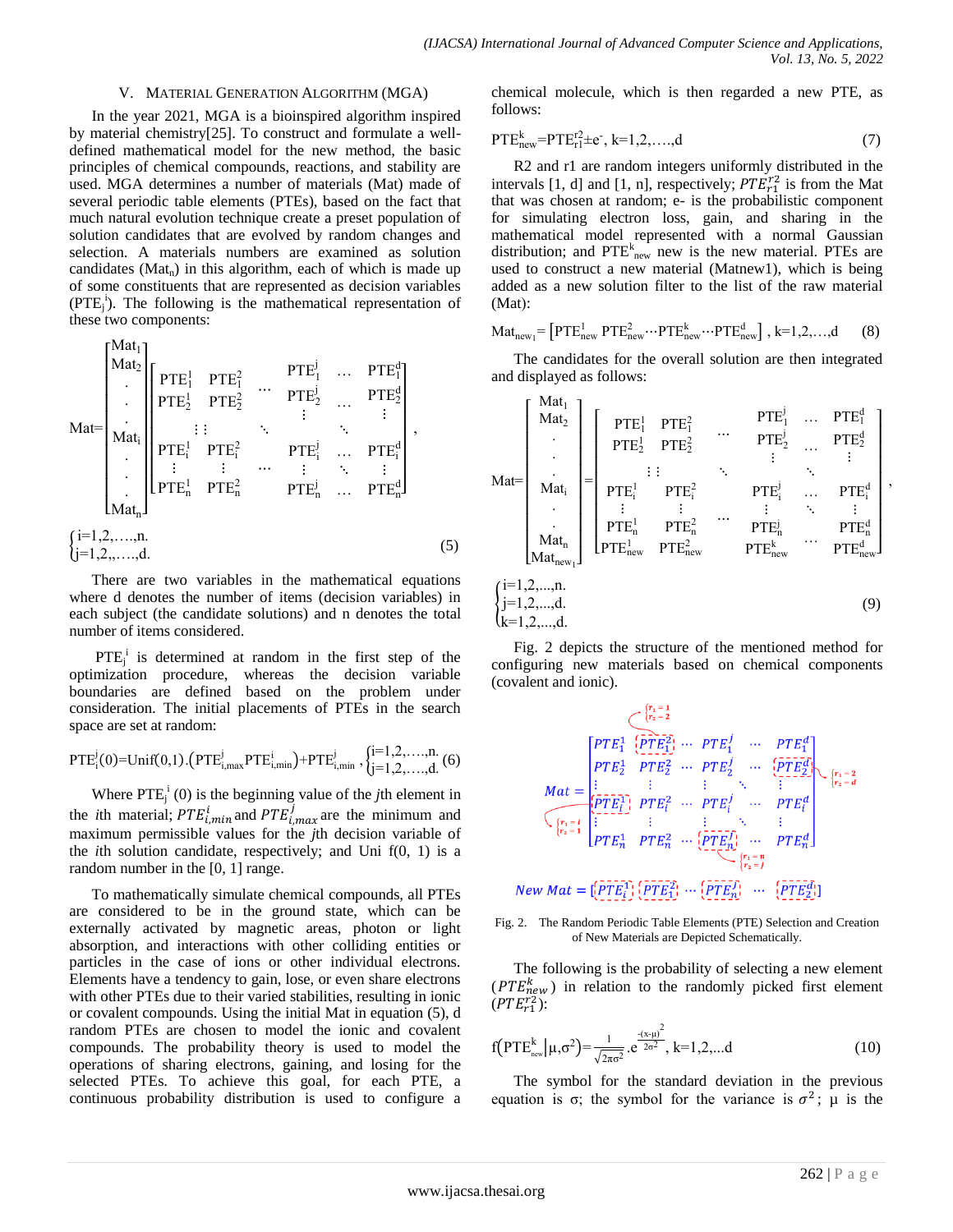## V. MATERIAL GENERATION ALGORITHM (MGA)

In the year 2021, MGA is a bioinspired algorithm inspired by material chemistry[25]. To construct and formulate a well-defined mathematical model for the new method, the basic principles of chemical compounds, reactions, and stability are used. MGA determines a number of materials (Mat) made of several periodic table elements (PTEs), based on the fact that much natural evolution technique create a preset population of solution candidates that are evolved by random changes and selection. A materials numbers are examined as solution candidates ($Mat_n$) in this algorithm, each of which is made up of some constituents that are represented as decision variables ($PTE_j^i$). The following is the mathematical representation of these two components:

$$Mat=\begin{bmatrix} Mat_1 \\ Mat_2 \\ \cdot \\ \cdot \\ \cdot \\ Mat_i \\ \cdot \\ \cdot \\ \cdot \\ Mat_n \end{bmatrix}=\begin{bmatrix} PTE_1^1 & PTE_1^2 & \cdots & PTE_1^j & \cdots & PTE_1^d \\ PTE_2^1 & PTE_2^2 & & PTE_2^j & \cdots & PTE_2^d \\ \vdots & \vdots & \ddots & \vdots & \ddots & \vdots \\ PTE_i^1 & PTE_i^2 & & PTE_i^j & \cdots & PTE_i^d \\ \vdots & \vdots & \cdots & \vdots & \ddots & \vdots \\ PTE_n^1 & PTE_n^2 & & PTE_n^j & \cdots & PTE_n^d \end{bmatrix}, \quad \begin{cases} i=1,2,\ldots,n. \\ j=1,2,\ldots,d. \end{cases} \tag{5}$$

There are two variables in the mathematical equations where d denotes the number of items (decision variables) in each subject (the candidate solutions) and n denotes the total number of items considered.

$PTE_j^i$ is determined at random in the first step of the optimization procedure, whereas the decision variable boundaries are defined based on the problem under consideration. The initial placements of PTEs in the search space are set at random:

$$PTE_i^j(0)=Unif(0,1).\left(PTE_{i,max}^j PTE_{i,min}^i\right)+PTE_{i,min}^j, \begin{cases} i=1,2,\ldots,n. \\ j=1,2,\ldots,d. \end{cases} \tag{6}$$

Where $PTE_j^i$ (0) is the beginning value of the *j*th element in the *i*th material; $PTE_{i,min}^i$ and $PTE_{i,max}^j$ are the minimum and maximum permissible values for the *j*th decision variable of the *i*th solution candidate, respectively; and Uni f(0, 1) is a random number in the [0, 1] range.

To mathematically simulate chemical compounds, all PTEs are considered to be in the ground state, which can be externally activated by magnetic areas, photon or light absorption, and interactions with other colliding entities or particles in the case of ions or other individual electrons. Elements have a tendency to gain, lose, or even share electrons with other PTEs due to their varied stabilities, resulting in ionic or covalent compounds. Using the initial Mat in equation (5), d random PTEs are chosen to model the ionic and covalent compounds. The probability theory is used to model the operations of sharing electrons, gaining, and losing for the selected PTEs. To achieve this goal, for each PTE, a continuous probability distribution is used to configure a chemical molecule, which is then regarded a new PTE, as follows:

$$PTE_{new}^k=PTE_{r1}^{r2}\pm e^-, \; k=1,2,\ldots,d \tag{7}$$

R2 and r1 are random integers uniformly distributed in the intervals [1, d] and [1, n], respectively; $PTE_{r1}^{r2}$ is from the Mat that was chosen at random; e- is the probabilistic component for simulating electron loss, gain, and sharing in the mathematical model represented with a normal Gaussian distribution; and $PTE_{new}^k$ new is the new material. PTEs are used to construct a new material (Matnew1), which is being added as a new solution filter to the list of the raw material (Mat):

$$Mat_{new_1}=\left[PTE_{new}^1\, PTE_{new}^2 \cdots PTE_{new}^k \cdots PTE_{new}^d\right], \; k=1,2,\ldots,d \tag{8}$$

The candidates for the overall solution are then integrated and displayed as follows:

$$Mat=\begin{bmatrix} Mat_1 \\ Mat_2 \\ \cdot \\ \cdot \\ \cdot \\ Mat_i \\ \cdot \\ \cdot \\ Mat_n \\ Mat_{new_1} \end{bmatrix}=\begin{bmatrix} PTE_1^1 & PTE_1^2 & \cdots & PTE_1^j & \cdots & PTE_1^d \\ PTE_2^1 & PTE_2^2 & & PTE_2^j & \cdots & PTE_2^d \\ \vdots & \vdots & \ddots & \vdots & \ddots & \vdots \\ PTE_i^1 & PTE_i^2 & & PTE_i^j & \cdots & PTE_i^d \\ \vdots & \vdots & & \vdots & \ddots & \vdots \\ PTE_n^1 & PTE_n^2 & \cdots & PTE_n^j & & PTE_n^d \\ PTE_{new}^1 & PTE_{new}^2 & & PTE_{new}^k & \cdots & PTE_{new}^d \end{bmatrix}, \quad \begin{cases} i=1,2,\ldots,n. \\ j=1,2,\ldots,d. \\ k=1,2,\ldots,d. \end{cases} \tag{9}$$

Fig. 2 depicts the structure of the mentioned method for configuring new materials based on chemical components (covalent and ionic).

$$Mat=\begin{bmatrix} PTE_1^1 & PTE_1^2 & \cdots & PTE_1^j & \cdots & PTE_1^d \\ PTE_2^1 & PTE_2^2 & \cdots & PTE_2^j & \cdots & PTE_2^d \\ \vdots & \vdots & & \vdots & \ddots & \vdots \\ PTE_i^1 & PTE_i^2 & \cdots & PTE_i^j & \cdots & PTE_i^d \\ \vdots & \vdots & & \vdots & \ddots & \vdots \\ PTE_n^1 & PTE_n^2 & \cdots & PTE_n^j & \cdots & PTE_n^d \end{bmatrix}$$

$r_1=1, r_2=2$; $r_1=2, r_2=d$; $r_1=i, r_2=1$; $r_1=n, r_2=j$

$$New\ Mat=\left[PTE_i^1 \; PTE_1^2 \cdots PTE_n^j \cdots PTE_2^d\right]$$

Fig. 2. The Random Periodic Table Elements (PTE) Selection and Creation of New Materials are Depicted Schematically.

The following is the probability of selecting a new element ($PTE_{new}^k$) in relation to the randomly picked first element ($PTE_{r1}^{r2}$):

$$f\left(PTE_{new}^k \middle| \mu,\sigma^2\right)=\frac{1}{\sqrt{2\pi\sigma^2}}.e^{\frac{-(x-\mu)^2}{2\sigma^2}}, \; k=1,2,\ldots d \tag{10}$$

The symbol for the standard deviation in the previous equation is σ; the symbol for the variance is $\sigma^2$; μ is the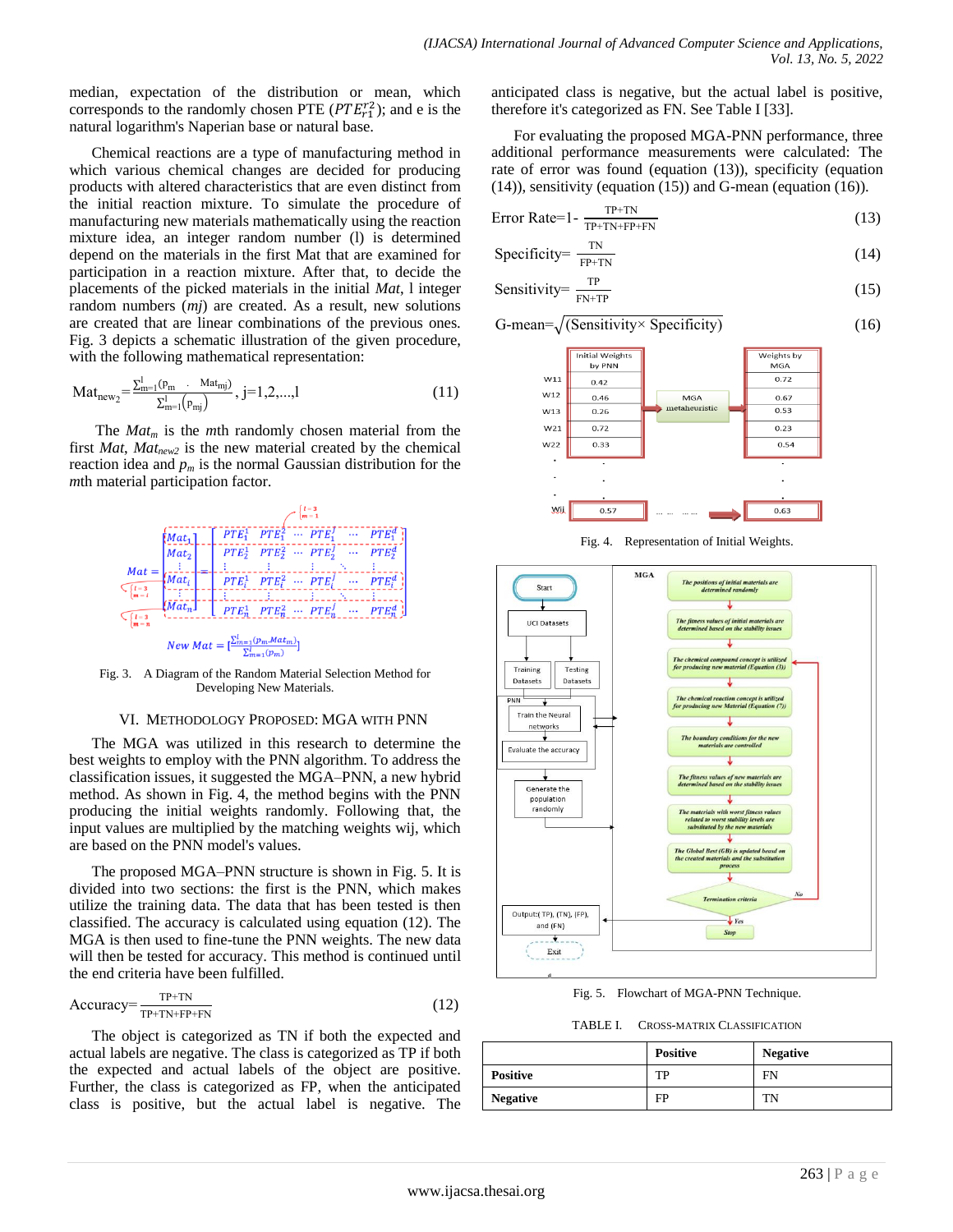median, expectation of the distribution or mean, which corresponds to the randomly chosen PTE ($PTE_{r1}^{r2}$); and e is the natural logarithm's Naperian base or natural base.

Chemical reactions are a type of manufacturing method in which various chemical changes are decided for producing products with altered characteristics that are even distinct from the initial reaction mixture. To simulate the procedure of manufacturing new materials mathematically using the reaction mixture idea, an integer random number (l) is determined depend on the materials in the first Mat that are examined for participation in a reaction mixture. After that, to decide the placements of the picked materials in the initial *Mat*, l integer random numbers (*mj*) are created. As a result, new solutions are created that are linear combinations of the previous ones. Fig. 3 depicts a schematic illustration of the given procedure, with the following mathematical representation:

$$\mathrm{Mat}_{\mathrm{new}_2}=\frac{\sum_{m=1}^{l}(p_m \cdot \mathrm{Mat}_{mj})}{\sum_{m=1}^{l}(p_{mj})},\ j=1,2,\ldots,l \tag{11}$$

The $Mat_m$ is the *m*th randomly chosen material from the first *Mat*, $Mat_{new2}$ is the new material created by the chemical reaction idea and $p_m$ is the normal Gaussian distribution for the *m*th material participation factor.

Fig. 3. A Diagram of the Random Material Selection Method for Developing New Materials.

## VI. Methodology Proposed: MGA with PNN

The MGA was utilized in this research to determine the best weights to employ with the PNN algorithm. To address the classification issues, it suggested the MGA–PNN, a new hybrid method. As shown in Fig. 4, the method begins with the PNN producing the initial weights randomly. Following that, the input values are multiplied by the matching weights wij, which are based on the PNN model's values.

The proposed MGA–PNN structure is shown in Fig. 5. It is divided into two sections: the first is the PNN, which makes utilize the training data. The data that has been tested is then classified. The accuracy is calculated using equation (12). The MGA is then used to fine-tune the PNN weights. The new data will then be tested for accuracy. This method is continued until the end criteria have been fulfilled.

$$\mathrm{Accuracy}=\frac{TP+TN}{TP+TN+FP+FN} \tag{12}$$

The object is categorized as TN if both the expected and actual labels are negative. The class is categorized as TP if both the expected and actual labels of the object are positive. Further, the class is categorized as FP, when the anticipated class is positive, but the actual label is negative. The anticipated class is negative, but the actual label is positive, therefore it's categorized as FN. See Table I [33].

For evaluating the proposed MGA-PNN performance, three additional performance measurements were calculated: The rate of error was found (equation (13)), specificity (equation (14)), sensitivity (equation (15)) and G-mean (equation (16)).

$$\text{Error Rate}=1-\frac{TP+TN}{TP+TN+FP+FN} \tag{13}$$

$$\text{Specificity}=\frac{TN}{FP+TN} \tag{14}$$

$$\text{Sensitivity}=\frac{TP}{FN+TP} \tag{15}$$

$$\text{G-mean}=\sqrt{(\text{Sensitivity}\times \text{Specificity})} \tag{16}$$

Fig. 4. Representation of Initial Weights.

Fig. 5. Flowchart of MGA-PNN Technique.

TABLE I. Cross-Matrix Classification

| | Positive | Negative |
|---|---|---|
| **Positive** | TP | FN |
| **Negative** | FP | TN |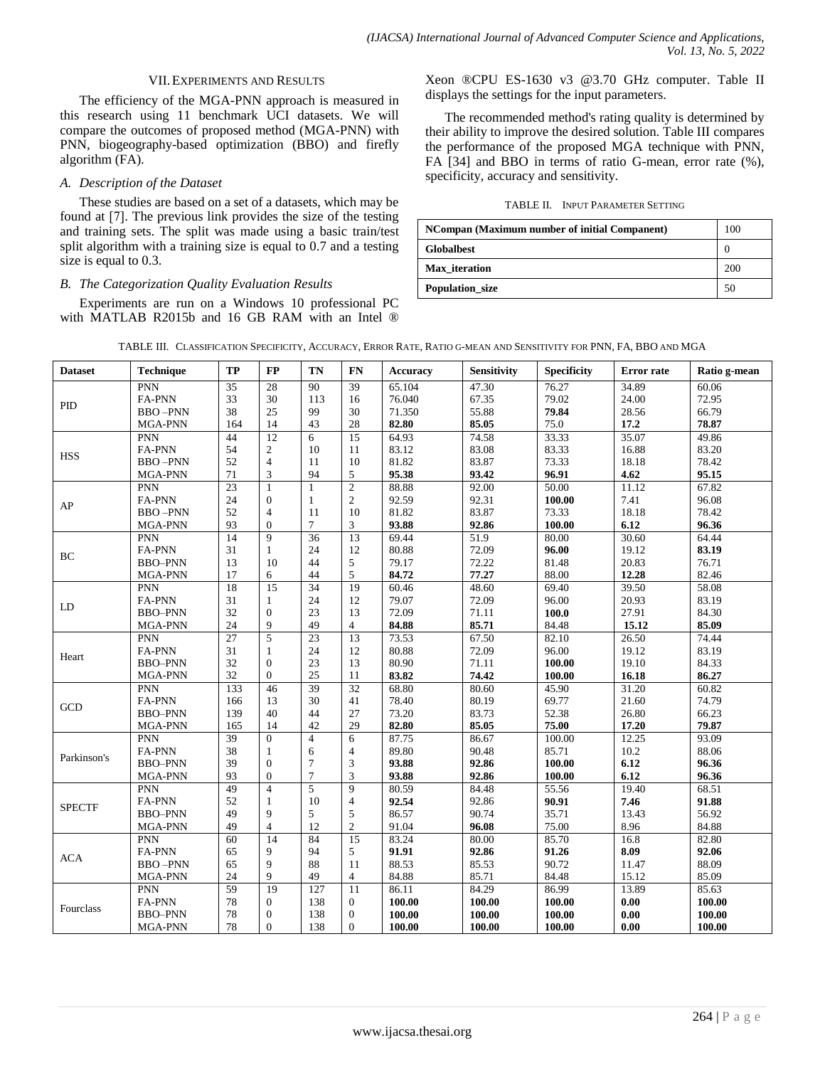## VII. Experiments and Results

The efficiency of the MGA-PNN approach is measured in this research using 11 benchmark UCI datasets. We will compare the outcomes of proposed method (MGA-PNN) with PNN, biogeography-based optimization (BBO) and firefly algorithm (FA).

### A. Description of the Dataset

These studies are based on a set of a datasets, which may be found at [7]. The previous link provides the size of the testing and training sets. The split was made using a basic train/test split algorithm with a training size is equal to 0.7 and a testing size is equal to 0.3.

### B. The Categorization Quality Evaluation Results

Experiments are run on a Windows 10 professional PC with MATLAB R2015b and 16 GB RAM with an Intel ® Xeon ®CPU ES-1630 v3 @3.70 GHz computer. Table II displays the settings for the input parameters.

The recommended method's rating quality is determined by their ability to improve the desired solution. Table III compares the performance of the proposed MGA technique with PNN, FA [34] and BBO in terms of ratio G-mean, error rate (%), specificity, accuracy and sensitivity.

TABLE II. Input Parameter Setting

| Parameter | Value |
|---|---|
| **NCompan (Maximum number of initial Companent)** | 100 |
| **Globalbest** | 0 |
| **Max_iteration** | 200 |
| **Population_size** | 50 |

TABLE III. Classification Specificity, Accuracy, Error Rate, Ratio G-mean and Sensitivity for PNN, FA, BBO and MGA

| Dataset | Technique | TP | FP | TN | FN | Accuracy | Sensitivity | Specificity | Error rate | Ratio g-mean |
|---|---|---|---|---|---|---|---|---|---|---|
| PID | PNN | 35 | 28 | 90 | 39 | 65.104 | 47.30 | 76.27 | 34.89 | 60.06 |
| | FA-PNN | 33 | 30 | 113 | 16 | 76.040 | 67.35 | 79.02 | 24.00 | 72.95 |
| | BBO –PNN | 38 | 25 | 99 | 30 | 71.350 | 55.88 | **79.84** | 28.56 | 66.79 |
| | MGA-PNN | 164 | 14 | 43 | 28 | **82.80** | **85.05** | 75.0 | **17.2** | **78.87** |
| HSS | PNN | 44 | 12 | 6 | 15 | 64.93 | 74.58 | 33.33 | 35.07 | 49.86 |
| | FA-PNN | 54 | 2 | 10 | 11 | 83.12 | 83.08 | 83.33 | 16.88 | 83.20 |
| | BBO –PNN | 52 | 4 | 11 | 10 | 81.82 | 83.87 | 73.33 | 18.18 | 78.42 |
| | MGA-PNN | 71 | 3 | 94 | 5 | **95.38** | **93.42** | **96.91** | **4.62** | **95.15** |
| AP | PNN | 23 | 1 | 1 | 2 | 88.88 | 92.00 | 50.00 | 11.12 | 67.82 |
| | FA-PNN | 24 | 0 | 1 | 2 | 92.59 | 92.31 | **100.00** | 7.41 | 96.08 |
| | BBO –PNN | 52 | 4 | 11 | 10 | 81.82 | 83.87 | 73.33 | 18.18 | 78.42 |
| | MGA-PNN | 93 | 0 | 7 | 3 | **93.88** | **92.86** | **100.00** | **6.12** | **96.36** |
| BC | PNN | 14 | 9 | 36 | 13 | 69.44 | 51.9 | 80.00 | 30.60 | 64.44 |
| | FA-PNN | 31 | 1 | 24 | 12 | 80.88 | 72.09 | **96.00** | 19.12 | **83.19** |
| | BBO–PNN | 13 | 10 | 44 | 5 | 79.17 | 72.22 | 81.48 | 20.83 | 76.71 |
| | MGA-PNN | 17 | 6 | 44 | 5 | **84.72** | **77.27** | 88.00 | **12.28** | 82.46 |
| LD | PNN | 18 | 15 | 34 | 19 | 60.46 | 48.60 | 69.40 | 39.50 | 58.08 |
| | FA-PNN | 31 | 1 | 24 | 12 | 79.07 | 72.09 | 96.00 | 20.93 | 83.19 |
| | BBO–PNN | 32 | 0 | 23 | 13 | 72.09 | 71.11 | **100.0** | 27.91 | 84.30 |
| | MGA-PNN | 24 | 9 | 49 | 4 | **84.88** | **85.71** | 84.48 | **15.12** | **85.09** |
| Heart | PNN | 27 | 5 | 23 | 13 | 73.53 | 67.50 | 82.10 | 26.50 | 74.44 |
| | FA-PNN | 31 | 1 | 24 | 12 | 80.88 | 72.09 | 96.00 | 19.12 | 83.19 |
| | BBO–PNN | 32 | 0 | 23 | 13 | 80.90 | 71.11 | **100.00** | 19.10 | 84.33 |
| | MGA-PNN | 32 | 0 | 25 | 11 | **83.82** | **74.42** | **100.00** | **16.18** | **86.27** |
| GCD | PNN | 133 | 46 | 39 | 32 | 68.80 | 80.60 | 45.90 | 31.20 | 60.82 |
| | FA-PNN | 166 | 13 | 30 | 41 | 78.40 | 80.19 | 69.77 | 21.60 | 74.79 |
| | BBO–PNN | 139 | 40 | 44 | 27 | 73.20 | 83.73 | 52.38 | 26.80 | 66.23 |
| | MGA-PNN | 165 | 14 | 42 | 29 | **82.80** | **85.05** | **75.00** | **17.20** | **79.87** |
| Parkinson's | PNN | 39 | 0 | 4 | 6 | 87.75 | 86.67 | 100.00 | 12.25 | 93.09 |
| | FA-PNN | 38 | 1 | 6 | 4 | 89.80 | 90.48 | 85.71 | 10.2 | 88.06 |
| | BBO–PNN | 39 | 0 | 7 | 3 | **93.88** | **92.86** | **100.00** | **6.12** | **96.36** |
| | MGA-PNN | 93 | 0 | 7 | 3 | **93.88** | **92.86** | **100.00** | **6.12** | **96.36** |
| SPECTF | PNN | 49 | 4 | 5 | 9 | 80.59 | 84.48 | 55.56 | 19.40 | 68.51 |
| | FA-PNN | 52 | 1 | 10 | 4 | **92.54** | 92.86 | **90.91** | **7.46** | **91.88** |
| | BBO–PNN | 49 | 9 | 5 | 5 | 86.57 | 90.74 | 35.71 | 13.43 | 56.92 |
| | MGA-PNN | 49 | 4 | 12 | 2 | 91.04 | **96.08** | 75.00 | 8.96 | 84.88 |
| ACA | PNN | 60 | 14 | 84 | 15 | 83.24 | 80.00 | 85.70 | 16.8 | 82.80 |
| | FA-PNN | 65 | 9 | 94 | 5 | **91.91** | **92.86** | **91.26** | **8.09** | **92.06** |
| | BBO –PNN | 65 | 9 | 88 | 11 | 88.53 | 85.53 | 90.72 | 11.47 | 88.09 |
| | MGA-PNN | 24 | 9 | 49 | 4 | 84.88 | 85.71 | 84.48 | 15.12 | 85.09 |
| Fourclass | PNN | 59 | 19 | 127 | 11 | 86.11 | 84.29 | 86.99 | 13.89 | 85.63 |
| | FA-PNN | 78 | 0 | 138 | 0 | **100.00** | **100.00** | **100.00** | **0.00** | **100.00** |
| | BBO–PNN | 78 | 0 | 138 | 0 | **100.00** | **100.00** | **100.00** | **0.00** | **100.00** |
| | MGA-PNN | 78 | 0 | 138 | 0 | **100.00** | **100.00** | **100.00** | **0.00** | **100.00** |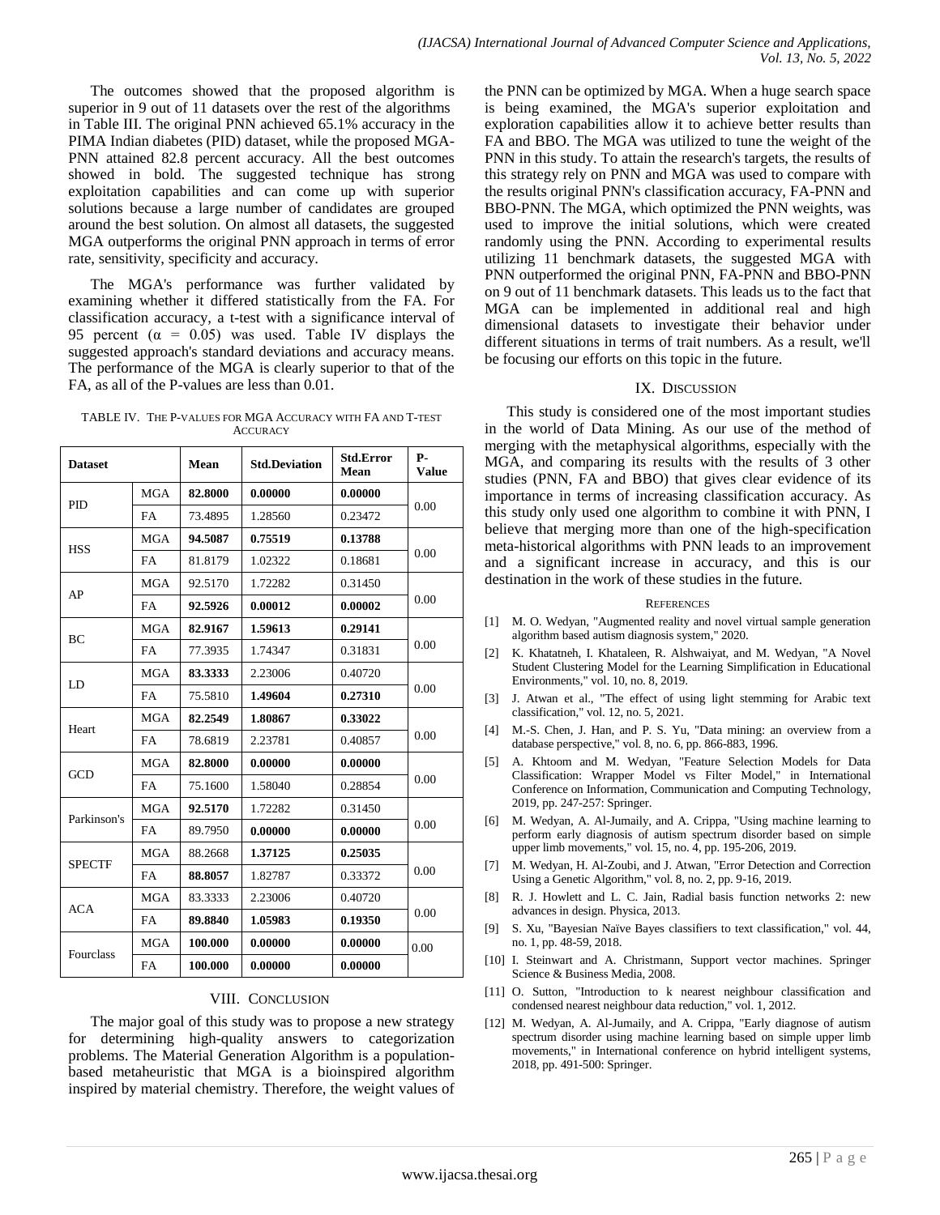The outcomes showed that the proposed algorithm is superior in 9 out of 11 datasets over the rest of the algorithms in Table III. The original PNN achieved 65.1% accuracy in the PIMA Indian diabetes (PID) dataset, while the proposed MGA-PNN attained 82.8 percent accuracy. All the best outcomes showed in bold. The suggested technique has strong exploitation capabilities and can come up with superior solutions because a large number of candidates are grouped around the best solution. On almost all datasets, the suggested MGA outperforms the original PNN approach in terms of error rate, sensitivity, specificity and accuracy.

The MGA's performance was further validated by examining whether it differed statistically from the FA. For classification accuracy, a t-test with a significance interval of 95 percent ($\alpha = 0.05$) was used. Table IV displays the suggested approach's standard deviations and accuracy means. The performance of the MGA is clearly superior to that of the FA, as all of the P-values are less than 0.01.

TABLE IV. THE P-VALUES FOR MGA ACCURACY WITH FA AND T-TEST ACCURACY

| Dataset | | Mean | Std.Deviation | Std.Error Mean | P-Value |
|---|---|---|---|---|---|
| PID | MGA | **82.8000** | **0.00000** | **0.00000** | 0.00 |
| | FA | 73.4895 | 1.28560 | 0.23472 | |
| HSS | MGA | **94.5087** | **0.75519** | **0.13788** | 0.00 |
| | FA | 81.8179 | 1.02322 | 0.18681 | |
| AP | MGA | 92.5170 | 1.72282 | 0.31450 | 0.00 |
| | FA | **92.5926** | **0.00012** | **0.00002** | |
| BC | MGA | **82.9167** | **1.59613** | **0.29141** | 0.00 |
| | FA | 77.3935 | 1.74347 | 0.31831 | |
| LD | MGA | **83.3333** | 2.23006 | 0.40720 | 0.00 |
| | FA | 75.5810 | **1.49604** | **0.27310** | |
| Heart | MGA | **82.2549** | **1.80867** | **0.33022** | 0.00 |
| | FA | 78.6819 | 2.23781 | 0.40857 | |
| GCD | MGA | **82.8000** | **0.00000** | **0.00000** | 0.00 |
| | FA | 75.1600 | 1.58040 | 0.28854 | |
| Parkinson's | MGA | **92.5170** | 1.72282 | 0.31450 | 0.00 |
| | FA | 89.7950 | **0.00000** | **0.00000** | |
| SPECTF | MGA | 88.2668 | **1.37125** | **0.25035** | 0.00 |
| | FA | **88.8057** | 1.82787 | 0.33372 | |
| ACA | MGA | 83.3333 | 2.23006 | 0.40720 | 0.00 |
| | FA | **89.8840** | **1.05983** | **0.19350** | |
| Fourclass | MGA | **100.000** | **0.00000** | **0.00000** | 0.00 |
| | FA | **100.000** | **0.00000** | **0.00000** | |

## VIII. CONCLUSION

The major goal of this study was to propose a new strategy for determining high-quality answers to categorization problems. The Material Generation Algorithm is a population-based metaheuristic that MGA is a bioinspired algorithm inspired by material chemistry. Therefore, the weight values of the PNN can be optimized by MGA. When a huge search space is being examined, the MGA's superior exploitation and exploration capabilities allow it to achieve better results than FA and BBO. The MGA was utilized to tune the weight of the PNN in this study. To attain the research's targets, the results of this strategy rely on PNN and MGA was used to compare with the results original PNN's classification accuracy, FA-PNN and BBO-PNN. The MGA, which optimized the PNN weights, was used to improve the initial solutions, which were created randomly using the PNN. According to experimental results utilizing 11 benchmark datasets, the suggested MGA with PNN outperformed the original PNN, FA-PNN and BBO-PNN on 9 out of 11 benchmark datasets. This leads us to the fact that MGA can be implemented in additional real and high dimensional datasets to investigate their behavior under different situations in terms of trait numbers. As a result, we'll be focusing our efforts on this topic in the future.

## IX. DISCUSSION

This study is considered one of the most important studies in the world of Data Mining. As our use of the method of merging with the metaphysical algorithms, especially with the MGA, and comparing its results with the results of 3 other studies (PNN, FA and BBO) that gives clear evidence of its importance in terms of increasing classification accuracy. As this study only used one algorithm to combine it with PNN, I believe that merging more than one of the high-specification meta-historical algorithms with PNN leads to an improvement and a significant increase in accuracy, and this is our destination in the work of these studies in the future.

## REFERENCES

[1] M. O. Wedyan, "Augmented reality and novel virtual sample generation algorithm based autism diagnosis system," 2020.

[2] K. Khatatneh, I. Khataleen, R. Alshwaiyat, and M. Wedyan, "A Novel Student Clustering Model for the Learning Simplification in Educational Environments," vol. 10, no. 8, 2019.

[3] J. Atwan et al., "The effect of using light stemming for Arabic text classification," vol. 12, no. 5, 2021.

[4] M.-S. Chen, J. Han, and P. S. Yu, "Data mining: an overview from a database perspective," vol. 8, no. 6, pp. 866-883, 1996.

[5] A. Khtoom and M. Wedyan, "Feature Selection Models for Data Classification: Wrapper Model vs Filter Model," in International Conference on Information, Communication and Computing Technology, 2019, pp. 247-257: Springer.

[6] M. Wedyan, A. Al-Jumaily, and A. Crippa, "Using machine learning to perform early diagnosis of autism spectrum disorder based on simple upper limb movements," vol. 15, no. 4, pp. 195-206, 2019.

[7] M. Wedyan, H. Al-Zoubi, and J. Atwan, "Error Detection and Correction Using a Genetic Algorithm," vol. 8, no. 2, pp. 9-16, 2019.

[8] R. J. Howlett and L. C. Jain, Radial basis function networks 2: new advances in design. Physica, 2013.

[9] S. Xu, "Bayesian Naïve Bayes classifiers to text classification," vol. 44, no. 1, pp. 48-59, 2018.

[10] I. Steinwart and A. Christmann, Support vector machines. Springer Science & Business Media, 2008.

[11] O. Sutton, "Introduction to k nearest neighbour classification and condensed nearest neighbour data reduction," vol. 1, 2012.

[12] M. Wedyan, A. Al-Jumaily, and A. Crippa, "Early diagnose of autism spectrum disorder using machine learning based on simple upper limb movements," in International conference on hybrid intelligent systems, 2018, pp. 491-500: Springer.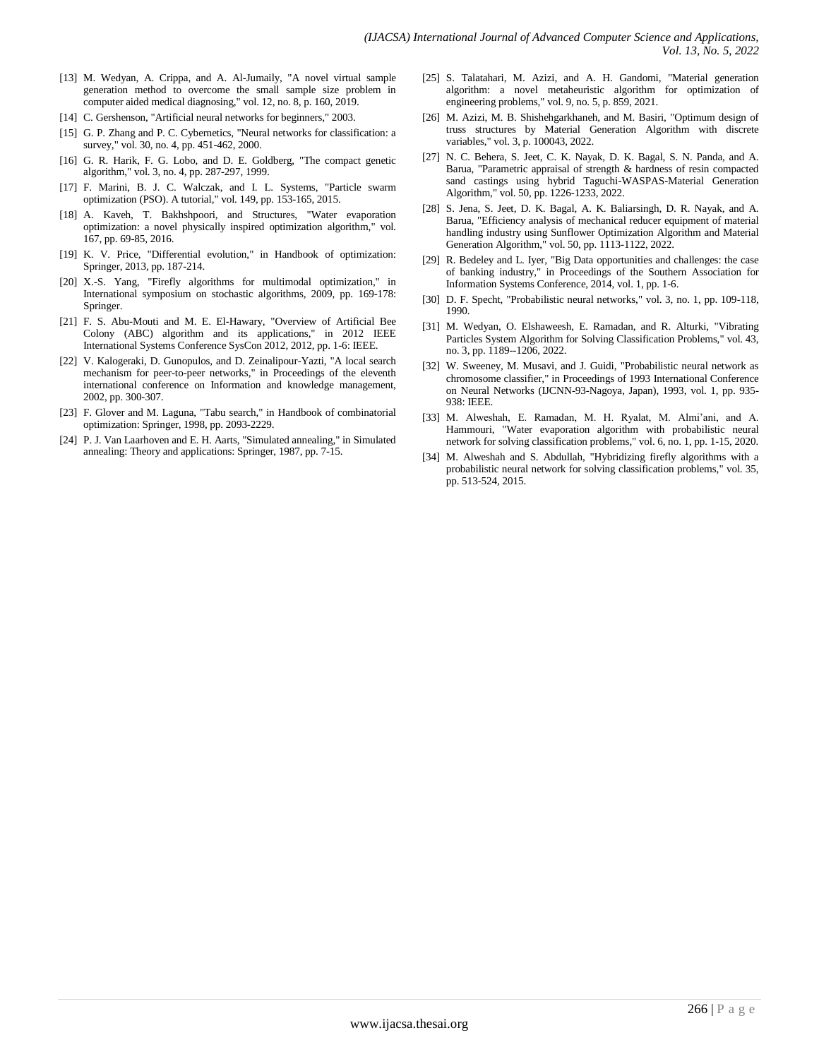[13] M. Wedyan, A. Crippa, and A. Al-Jumaily, "A novel virtual sample generation method to overcome the small sample size problem in computer aided medical diagnosing," vol. 12, no. 8, p. 160, 2019.

[14] C. Gershenson, "Artificial neural networks for beginners," 2003.

[15] G. P. Zhang and P. C. Cybernetics, "Neural networks for classification: a survey," vol. 30, no. 4, pp. 451-462, 2000.

[16] G. R. Harik, F. G. Lobo, and D. E. Goldberg, "The compact genetic algorithm," vol. 3, no. 4, pp. 287-297, 1999.

[17] F. Marini, B. J. C. Walczak, and I. L. Systems, "Particle swarm optimization (PSO). A tutorial," vol. 149, pp. 153-165, 2015.

[18] A. Kaveh, T. Bakhshpoori, and Structures, "Water evaporation optimization: a novel physically inspired optimization algorithm," vol. 167, pp. 69-85, 2016.

[19] K. V. Price, "Differential evolution," in Handbook of optimization: Springer, 2013, pp. 187-214.

[20] X.-S. Yang, "Firefly algorithms for multimodal optimization," in International symposium on stochastic algorithms, 2009, pp. 169-178: Springer.

[21] F. S. Abu-Mouti and M. E. El-Hawary, "Overview of Artificial Bee Colony (ABC) algorithm and its applications," in 2012 IEEE International Systems Conference SysCon 2012, 2012, pp. 1-6: IEEE.

[22] V. Kalogeraki, D. Gunopulos, and D. Zeinalipour-Yazti, "A local search mechanism for peer-to-peer networks," in Proceedings of the eleventh international conference on Information and knowledge management, 2002, pp. 300-307.

[23] F. Glover and M. Laguna, "Tabu search," in Handbook of combinatorial optimization: Springer, 1998, pp. 2093-2229.

[24] P. J. Van Laarhoven and E. H. Aarts, "Simulated annealing," in Simulated annealing: Theory and applications: Springer, 1987, pp. 7-15.

[25] S. Talatahari, M. Azizi, and A. H. Gandomi, "Material generation algorithm: a novel metaheuristic algorithm for optimization of engineering problems," vol. 9, no. 5, p. 859, 2021.

[26] M. Azizi, M. B. Shishehgarkhaneh, and M. Basiri, "Optimum design of truss structures by Material Generation Algorithm with discrete variables," vol. 3, p. 100043, 2022.

[27] N. C. Behera, S. Jeet, C. K. Nayak, D. K. Bagal, S. N. Panda, and A. Barua, "Parametric appraisal of strength & hardness of resin compacted sand castings using hybrid Taguchi-WASPAS-Material Generation Algorithm," vol. 50, pp. 1226-1233, 2022.

[28] S. Jena, S. Jeet, D. K. Bagal, A. K. Baliarsingh, D. R. Nayak, and A. Barua, "Efficiency analysis of mechanical reducer equipment of material handling industry using Sunflower Optimization Algorithm and Material Generation Algorithm," vol. 50, pp. 1113-1122, 2022.

[29] R. Bedeley and L. Iyer, "Big Data opportunities and challenges: the case of banking industry," in Proceedings of the Southern Association for Information Systems Conference, 2014, vol. 1, pp. 1-6.

[30] D. F. Specht, "Probabilistic neural networks," vol. 3, no. 1, pp. 109-118, 1990.

[31] M. Wedyan, O. Elshaweesh, E. Ramadan, and R. Alturki, "Vibrating Particles System Algorithm for Solving Classification Problems," vol. 43, no. 3, pp. 1189--1206, 2022.

[32] W. Sweeney, M. Musavi, and J. Guidi, "Probabilistic neural network as chromosome classifier," in Proceedings of 1993 International Conference on Neural Networks (IJCNN-93-Nagoya, Japan), 1993, vol. 1, pp. 935-938: IEEE.

[33] M. Alweshah, E. Ramadan, M. H. Ryalat, M. Almi'ani, and A. Hammouri, "Water evaporation algorithm with probabilistic neural network for solving classification problems," vol. 6, no. 1, pp. 1-15, 2020.

[34] M. Alweshah and S. Abdullah, "Hybridizing firefly algorithms with a probabilistic neural network for solving classification problems," vol. 35, pp. 513-524, 2015.